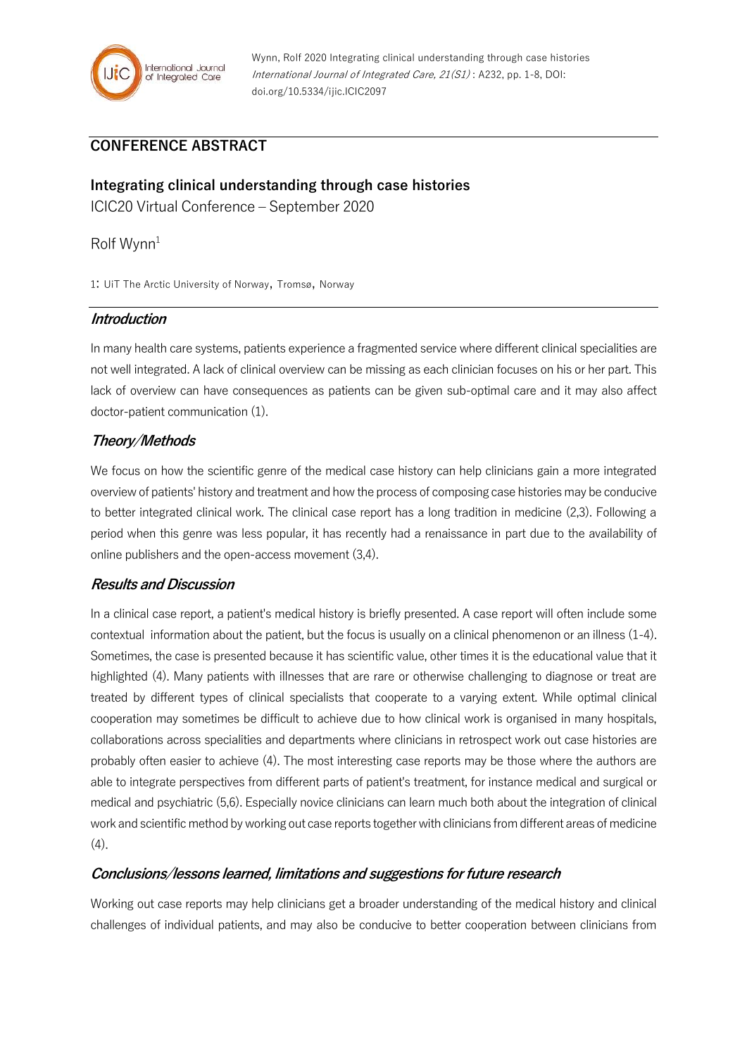Wynn, Rolf 2020 Integrating clinical understanding through case histories *International Journal of Integrated Care, 21(S1)* : A232, pp. 1-8, DOI: doi.org/10.5334/ijic.ICIC2097

## CONFERENCE ABSTRACT

# Integrating clinical understanding through case histories

ICIC20 Virtual Conference – September 2020

Rolf Wynn[1]

1: UiT The Arctic University of Norway, Tromsø, Norway

### *Introduction*

In many health care systems, patients experience a fragmented service where different clinical specialities are not well integrated. A lack of clinical overview can be missing as each clinician focuses on his or her part. This lack of overview can have consequences as patients can be given sub-optimal care and it may also affect doctor-patient communication (1).

### *Theory/Methods*

We focus on how the scientific genre of the medical case history can help clinicians gain a more integrated overview of patients' history and treatment and how the process of composing case histories may be conducive to better integrated clinical work. The clinical case report has a long tradition in medicine (2,3). Following a period when this genre was less popular, it has recently had a renaissance in part due to the availability of online publishers and the open-access movement (3,4).

### *Results and Discussion*

In a clinical case report, a patient's medical history is briefly presented. A case report will often include some contextual information about the patient, but the focus is usually on a clinical phenomenon or an illness (1-4). Sometimes, the case is presented because it has scientific value, other times it is the educational value that it highlighted (4). Many patients with illnesses that are rare or otherwise challenging to diagnose or treat are treated by different types of clinical specialists that cooperate to a varying extent. While optimal clinical cooperation may sometimes be difficult to achieve due to how clinical work is organised in many hospitals, collaborations across specialities and departments where clinicians in retrospect work out case histories are probably often easier to achieve (4). The most interesting case reports may be those where the authors are able to integrate perspectives from different parts of patient's treatment, for instance medical and surgical or medical and psychiatric (5,6). Especially novice clinicians can learn much both about the integration of clinical work and scientific method by working out case reports together with clinicians from different areas of medicine (4).

### *Conclusions/lessons learned, limitations and suggestions for future research*

Working out case reports may help clinicians get a broader understanding of the medical history and clinical challenges of individual patients, and may also be conducive to better cooperation between clinicians from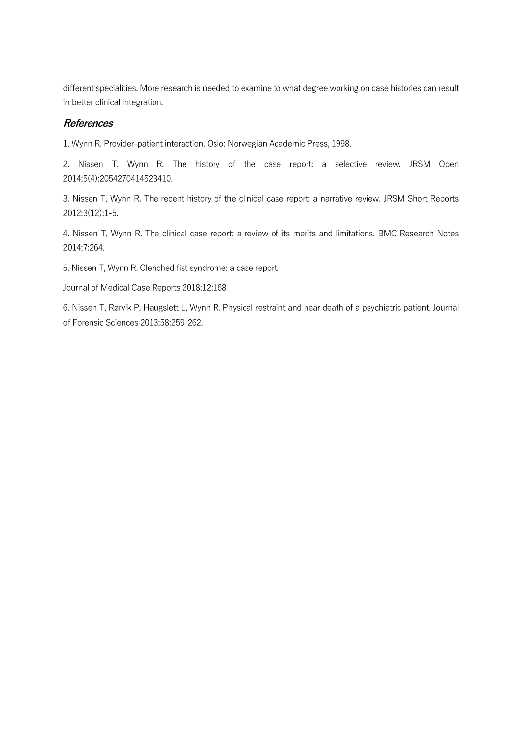different specialities. More research is needed to examine to what degree working on case histories can result in better clinical integration.

## *References*

1. Wynn R. Provider-patient interaction. Oslo: Norwegian Academic Press, 1998.

2. Nissen T, Wynn R. The history of the case report: a selective review. JRSM Open 2014;5(4):2054270414523410.

3. Nissen T, Wynn R. The recent history of the clinical case report: a narrative review. JRSM Short Reports 2012;3(12):1-5.

4. Nissen T, Wynn R. The clinical case report: a review of its merits and limitations. BMC Research Notes 2014;7:264.

5. Nissen T, Wynn R. Clenched fist syndrome: a case report.

Journal of Medical Case Reports 2018;12:168

6. Nissen T, Rørvik P, Haugslett L, Wynn R. Physical restraint and near death of a psychiatric patient. Journal of Forensic Sciences 2013;58:259-262.